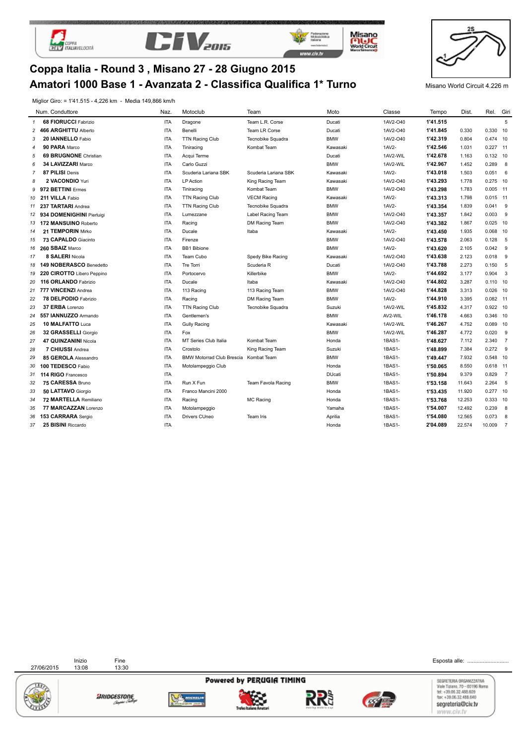# Coppa Italia - Round 3 , Misano 27 - 28 Giugno 2015

## Amatori 1000 Base 1 - Avanzata 2 - Classifica Qualifica 1* Turno

Misano World Circuit 4.226 m

Miglior Giro: = 1'41.515 - 4,226 km - Media 149,866 km/h

| | Num. Condutto­re | Naz. | Motoclub | Team | Moto | Classe | Tempo | Dist. | Rel. | Giri |
|---|---|---|---|---|---|---|---|---|---|---|
| 1 | **68 FIORUCCI** Fabrizio | ITA | Dragone | Team L.R. Corse | Ducati | 1AV2-O40 | **1'41.515** | | | 5 |
| 2 | **466 ARGHITTU** Alberto | ITA | Benelli | Team LR Corse | Ducati | 1AV2-O40 | **1'41.845** | 0.330 | 0.330 | 10 |
| 3 | **20 IANNELLO** Fabio | ITA | TTN Racing Club | Tecnobike Squadra | BMW | 1AV2-O40 | **1'42.319** | 0.804 | 0.474 | 10 |
| 4 | **90 PARA** Marco | ITA | Tiniracing | Kombat Team | Kawasaki | 1AV2- | **1'42.546** | 1.031 | 0.227 | 11 |
| 5 | **69 BRUGNONE** Christian | ITA | Acqui Terme | | Ducati | 1AV2-WIL | **1'42.678** | 1.163 | 0.132 | 10 |
| 6 | **34 LAVIZZARI** Marco | ITA | Carlo Guzzi | | BMW | 1AV2-WIL | **1'42.967** | 1.452 | 0.289 | 8 |
| 7 | **87 PILISI** Denis | ITA | Scuderia Lariana SBK | Scuderia Lariana SBK | Kawasaki | 1AV2- | **1'43.018** | 1.503 | 0.051 | 6 |
| 8 | **2 VACONDIO** Yuri | ITA | LP Action | King Racing Team | Kawasaki | 1AV2-O40 | **1'43.293** | 1.778 | 0.275 | 10 |
| 9 | **972 BETTINI** Ermes | ITA | Tiniracing | Kombat Team | BMW | 1AV2-O40 | **1'43.298** | 1.783 | 0.005 | 11 |
| 10 | **211 VILLA** Fabio | ITA | TTN Racing Club | VECM Racing | Kawasaki | 1AV2- | **1'43.313** | 1.798 | 0.015 | 11 |
| 11 | **237 TARTARI** Andrea | ITA | TTN Racing Club | Tecnobike Squadra | BMW | 1AV2- | **1'43.354** | 1.839 | 0.041 | 9 |
| 12 | **934 DOMENIGHINI** Pierluigi | ITA | Lumezzane | Label Racing Team | BMW | 1AV2-O40 | **1'43.357** | 1.842 | 0.003 | 9 |
| 13 | **172 MANSUINO** Roberto | ITA | Racing | DM Racing Team | BMW | 1AV2-O40 | **1'43.382** | 1.867 | 0.025 | 10 |
| 14 | **21 TEMPORIN** Mirko | ITA | Ducale | Itaba | Kawasaki | 1AV2- | **1'43.450** | 1.935 | 0.068 | 10 |
| 15 | **73 CAPALDO** Giacinto | ITA | Firenze | | BMW | 1AV2-O40 | **1'43.578** | 2.063 | 0.128 | 5 |
| 16 | **260 SBAIZ** Marco | ITA | BB1 Bibione | | BMW | 1AV2- | **1'43.620** | 2.105 | 0.042 | 9 |
| 17 | **8 SALERI** Nicola | ITA | Team Cubo | Spedy Bike Racing | Kawasaki | 1AV2-O40 | **1'43.638** | 2.123 | 0.018 | 9 |
| 18 | **149 NOBERASCO** Benedetto | ITA | Tre Torri | Scuderia R | Ducati | 1AV2-O40 | **1'43.788** | 2.273 | 0.150 | 5 |
| 19 | **220 CIROTTO** Libero Peppino | ITA | Portocervo | Killerbike | BMW | 1AV2- | **1'44.692** | 3.177 | 0.904 | 3 |
| 20 | **116 ORLANDO** Fabrizio | ITA | Ducale | Itaba | Kawasaki | 1AV2-O40 | **1'44.802** | 3.287 | 0.110 | 10 |
| 21 | **777 VINCENZI** Andrea | ITA | 113 Racing | 113 Racing Team | BMW | 1AV2-O40 | **1'44.828** | 3.313 | 0.026 | 10 |
| 22 | **78 DELPODIO** Fabrizio | ITA | Racing | DM Racing Team | BMW | 1AV2- | **1'44.910** | 3.395 | 0.082 | 11 |
| 23 | **37 ERBA** Lorenzo | ITA | TTN Racing Club | Tecnobike Squadra | Suzuki | 1AV2-WIL | **1'45.832** | 4.317 | 0.922 | 10 |
| 24 | **557 IANNUZZO** Armando | ITA | Gentlemen's | | BMW | AV2-WIL | **1'46.178** | 4.663 | 0.346 | 10 |
| 25 | **10 MALFATTO** Luca | ITA | Gully Racing | | Kawasaki | 1AV2-WIL | **1'46.267** | 4.752 | 0.089 | 10 |
| 26 | **32 GRASSELLI** Giorgio | ITA | Fox | | BMW | 1AV2-WIL | **1'46.287** | 4.772 | 0.020 | 9 |
| 27 | **47 QUINZANINI** Nicola | ITA | MT Series Club Italia | Kombat Team | Honda | 1BAS1- | **1'48.627** | 7.112 | 2.340 | 7 |
| 28 | **7 CHIUSSI** Andrea | ITA | Crostolo | King Racing Team | Suzuki | 1BAS1- | **1'48.899** | 7.384 | 0.272 | 9 |
| 29 | **85 GEROLA** Alessandro | ITA | BMW Motorrad Club Brescia | Kombat Team | BMW | 1BAS1- | **1'49.447** | 7.932 | 0.548 | 10 |
| 30 | **100 TEDESCO** Fabio | ITA | Motolampeggio Club | | Honda | 1BAS1- | **1'50.065** | 8.550 | 0.618 | 11 |
| 31 | **114 RIGO** Francesco | ITA | | | DUcati | 1BAS1- | **1'50.894** | 9.379 | 0.829 | 7 |
| 32 | **75 CARESSA** Bruno | ITA | Run X Fun | Team Favola Racing | BMW | 1BAS1- | **1'53.158** | 11.643 | 2.264 | 5 |
| 33 | **50 LATTAVO** Giorgio | ITA | Franco Mancini 2000 | | Honda | 1BAS1- | **1'53.435** | 11.920 | 0.277 | 10 |
| 34 | **72 MARTELLA** Remiliano | ITA | Racing | MC Racing | Honda | 1BAS1- | **1'53.768** | 12.253 | 0.333 | 10 |
| 35 | **77 MARCAZZAN** Lorenzo | ITA | Motolampeggio | | Yamaha | 1BAS1- | **1'54.007** | 12.492 | 0.239 | 8 |
| 36 | **153 CARRARA** Sergio | ITA | Drivers CUneo | Team Iris | Aprilia | 1BAS1- | **1'54.080** | 12.565 | 0.073 | 8 |
| 37 | **25 BISINI** Riccardo | ITA | | | Honda | 1BAS1- | **2'04.089** | 22.574 | 10.009 | 7 |

| | Inizio | Fine |
|---|---|---|
| 27/06/2015 | 13:08 | 13:30 |

Esposta alle: ...........................

Powered by PERUGIA TIMING

SEGRETERIA ORGANIZZATIVA
Viale Tiziano, 70 - 00196 Roma
tel: +39.06.32.488.609
fax: +39.06.32.488.640
segreteria@civ.tv
www.civ.tv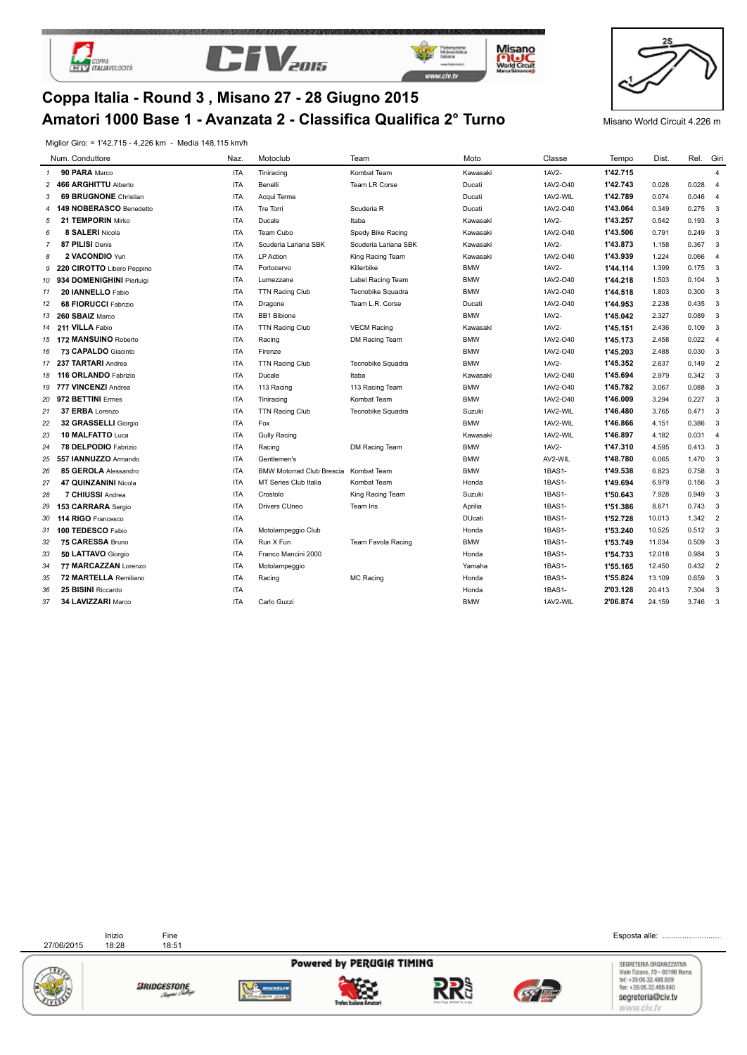# Coppa Italia - Round 3 , Misano 27 - 28 Giugno 2015

# Amatori 1000 Base 1 - Avanzata 2 - Classifica Qualifica 2° Turno

Misano World Circuit 4.226 m

Miglior Giro: = 1'42.715 - 4,226 km - Media 148,115 km/h

| | Num. Conduttore | Naz. | Motoclub | Team | Moto | Classe | Tempo | Dist. | Rel. | Giri |
|---|---|---|---|---|---|---|---|---|---|---|
| 1 | **90 PARA** Marco | ITA | Tiniracing | Kombat Team | Kawasaki | 1AV2- | **1'42.715** | | | 4 |
| 2 | **466 ARGHITTU** Alberto | ITA | Benelli | Team LR Corse | Ducati | 1AV2-O40 | **1'42.743** | 0.028 | 0.028 | 4 |
| 3 | **69 BRUGNONE** Christian | ITA | Acqui Terme | | Ducati | 1AV2-WIL | **1'42.789** | 0.074 | 0.046 | 4 |
| 4 | **149 NOBERASCO** Benedetto | ITA | Tre Torri | Scuderia R | Ducati | 1AV2-O40 | **1'43.064** | 0.349 | 0.275 | 3 |
| 5 | **21 TEMPORIN** Mirko | ITA | Ducale | Itaba | Kawasaki | 1AV2- | **1'43.257** | 0.542 | 0.193 | 3 |
| 6 | **8 SALERI** Nicola | ITA | Team Cubo | Spedy Bike Racing | Kawasaki | 1AV2-O40 | **1'43.506** | 0.791 | 0.249 | 3 |
| 7 | **87 PILISI** Denis | ITA | Scuderia Lariana SBK | Scuderia Lariana SBK | Kawasaki | 1AV2- | **1'43.873** | 1.158 | 0.367 | 3 |
| 8 | **2 VACONDIO** Yuri | ITA | LP Action | King Racing Team | Kawasaki | 1AV2-O40 | **1'43.939** | 1.224 | 0.066 | 4 |
| 9 | **220 CIROTTO** Libero Peppino | ITA | Portocervo | Killerbike | BMW | 1AV2- | **1'44.114** | 1.399 | 0.175 | 3 |
| 10 | **934 DOMENIGHINI** Pierluigi | ITA | Lumezzane | Label Racing Team | BMW | 1AV2-O40 | **1'44.218** | 1.503 | 0.104 | 3 |
| 11 | **20 IANNELLO** Fabio | ITA | TTN Racing Club | Tecnobike Squadra | BMW | 1AV2-O40 | **1'44.518** | 1.803 | 0.300 | 3 |
| 12 | **68 FIORUCCI** Fabrizio | ITA | Dragone | Team L.R. Corse | Ducati | 1AV2-O40 | **1'44.953** | 2.238 | 0.435 | 3 |
| 13 | **260 SBAIZ** Marco | ITA | BB1 Bibione | | BMW | 1AV2- | **1'45.042** | 2.327 | 0.089 | 3 |
| 14 | **211 VILLA** Fabio | ITA | TTN Racing Club | VECM Racing | Kawasaki | 1AV2- | **1'45.151** | 2.436 | 0.109 | 3 |
| 15 | **172 MANSUINO** Roberto | ITA | Racing | DM Racing Team | BMW | 1AV2-O40 | **1'45.173** | 2.458 | 0.022 | 4 |
| 16 | **73 CAPALDO** Giacinto | ITA | Firenze | | BMW | 1AV2-O40 | **1'45.203** | 2.488 | 0.030 | 3 |
| 17 | **237 TARTARI** Andrea | ITA | TTN Racing Club | Tecnobike Squadra | BMW | 1AV2- | **1'45.352** | 2.637 | 0.149 | 2 |
| 18 | **116 ORLANDO** Fabrizio | ITA | Ducale | Itaba | Kawasaki | 1AV2-O40 | **1'45.694** | 2.979 | 0.342 | 3 |
| 19 | **777 VINCENZI** Andrea | ITA | 113 Racing | 113 Racing Team | BMW | 1AV2-O40 | **1'45.782** | 3.067 | 0.088 | 3 |
| 20 | **972 BETTINI** Ermes | ITA | Tiniracing | Kombat Team | BMW | 1AV2-O40 | **1'46.009** | 3.294 | 0.227 | 3 |
| 21 | **37 ERBA** Lorenzo | ITA | TTN Racing Club | Tecnobike Squadra | Suzuki | 1AV2-WIL | **1'46.480** | 3.765 | 0.471 | 3 |
| 22 | **32 GRASSELLI** Giorgio | ITA | Fox | | BMW | 1AV2-WIL | **1'46.866** | 4.151 | 0.386 | 3 |
| 23 | **10 MALFATTO** Luca | ITA | Gully Racing | | Kawasaki | 1AV2-WIL | **1'46.897** | 4.182 | 0.031 | 4 |
| 24 | **78 DELPODIO** Fabrizio | ITA | Racing | DM Racing Team | BMW | 1AV2- | **1'47.310** | 4.595 | 0.413 | 3 |
| 25 | **557 IANNUZZO** Armando | ITA | Gentlemen's | | BMW | AV2-WIL | **1'48.780** | 6.065 | 1.470 | 3 |
| 26 | **85 GEROLA** Alessandro | ITA | BMW Motorrad Club Brescia | Kombat Team | BMW | 1BAS1- | **1'49.538** | 6.823 | 0.758 | 3 |
| 27 | **47 QUINZANINI** Nicola | ITA | MT Series Club Italia | Kombat Team | Honda | 1BAS1- | **1'49.694** | 6.979 | 0.156 | 3 |
| 28 | **7 CHIUSSI** Andrea | ITA | Crostolo | King Racing Team | Suzuki | 1BAS1- | **1'50.643** | 7.928 | 0.949 | 3 |
| 29 | **153 CARRARA** Sergio | ITA | Drivers CUneo | Team Iris | Aprilia | 1BAS1- | **1'51.386** | 8.671 | 0.743 | 3 |
| 30 | **114 RIGO** Francesco | ITA | | | DUcati | 1BAS1- | **1'52.728** | 10.013 | 1.342 | 2 |
| 31 | **100 TEDESCO** Fabio | ITA | Motolampeggio Club | | Honda | 1BAS1- | **1'53.240** | 10.525 | 0.512 | 3 |
| 32 | **75 CARESSA** Bruno | ITA | Run X Fun | Team Favola Racing | BMW | 1BAS1- | **1'53.749** | 11.034 | 0.509 | 3 |
| 33 | **50 LATTAVO** Giorgio | ITA | Franco Mancini 2000 | | Honda | 1BAS1- | **1'54.733** | 12.018 | 0.984 | 3 |
| 34 | **77 MARCAZZAN** Lorenzo | ITA | Motolampeggio | | Yamaha | 1BAS1- | **1'55.165** | 12.450 | 0.432 | 2 |
| 35 | **72 MARTELLA** Remiliano | ITA | Racing | MC Racing | Honda | 1BAS1- | **1'55.824** | 13.109 | 0.659 | 3 |
| 36 | **25 BISINI** Riccardo | ITA | | | Honda | 1BAS1- | **2'03.128** | 20.413 | 7.304 | 3 |
| 37 | **34 LAVIZZARI** Marco | ITA | Carlo Guzzi | | BMW | 1AV2-WIL | **2'06.874** | 24.159 | 3.746 | 3 |

| | Inizio | Fine |
|---|---|---|
| 27/06/2015 | 18:28 | 18:51 |

Esposta alle: ..........................

Powered by PERUGIA TIMING

SEGRETERIA ORGANIZZATIVA
Viale Tiziano, 70 - 00196 Roma
tel: +39.06.32.488.609
fax: +39.06.32.488.640
segreteria@civ.tv
www.civ.tv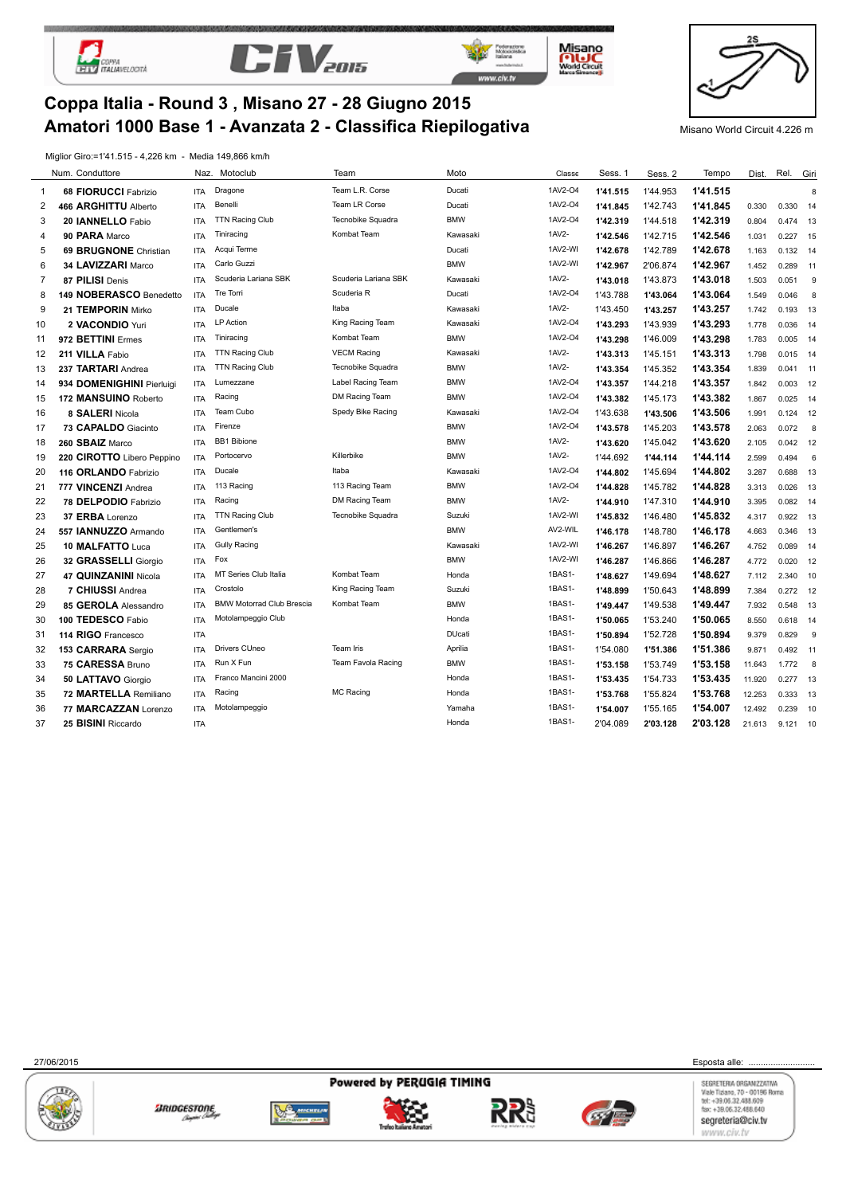# Coppa Italia - Round 3 , Misano 27 - 28 Giugno 2015

## Amatori 1000 Base 1 - Avanzata 2 - Classifica Riepilogativa

Misano World Circuit 4.226 m

Miglior Giro:=1'41.515 - 4,226 km - Media 149,866 km/h

| | Num. | Conduttore | Naz. | Motoclub | Team | Moto | Classe | Sess. 1 | Sess. 2 | Tempo | Dist. | Rel. | Giri |
|---|---|---|---|---|---|---|---|---|---|---|---|---|---|
| 1 | 68 | **FIORUCCI** Fabrizio | ITA | Dragone | Team L.R. Corse | Ducati | 1AV2-O4 | **1'41.515** | 1'44.953 | **1'41.515** | | | 8 |
| 2 | 466 | **ARGHITTU** Alberto | ITA | Benelli | Team LR Corse | Ducati | 1AV2-O4 | **1'41.845** | 1'42.743 | **1'41.845** | 0.330 | 0.330 | 14 |
| 3 | 20 | **IANNELLO** Fabio | ITA | TTN Racing Club | Tecnobike Squadra | BMW | 1AV2-O4 | **1'42.319** | 1'44.518 | **1'42.319** | 0.804 | 0.474 | 13 |
| 4 | 90 | **PARA** Marco | ITA | Tiniracing | Kombat Team | Kawasaki | 1AV2- | **1'42.546** | 1'42.715 | **1'42.546** | 1.031 | 0.227 | 15 |
| 5 | 69 | **BRUGNONE** Christian | ITA | Acqui Terme | | Ducati | 1AV2-WI | **1'42.678** | 1'42.789 | **1'42.678** | 1.163 | 0.132 | 14 |
| 6 | 34 | **LAVIZZARI** Marco | ITA | Carlo Guzzi | | BMW | 1AV2-WI | **1'42.967** | 2'06.874 | **1'42.967** | 1.452 | 0.289 | 11 |
| 7 | 87 | **PILISI** Denis | ITA | Scuderia Lariana SBK | Scuderia Lariana SBK | Kawasaki | 1AV2- | **1'43.018** | 1'43.873 | **1'43.018** | 1.503 | 0.051 | 9 |
| 8 | 149 | **NOBERASCO** Benedetto | ITA | Tre Torri | Scuderia R | Ducati | 1AV2-O4 | 1'43.788 | **1'43.064** | **1'43.064** | 1.549 | 0.046 | 8 |
| 9 | 21 | **TEMPORIN** Mirko | ITA | Ducale | Itaba | Kawasaki | 1AV2- | 1'43.450 | **1'43.257** | **1'43.257** | 1.742 | 0.193 | 13 |
| 10 | 2 | **VACONDIO** Yuri | ITA | LP Action | King Racing Team | Kawasaki | 1AV2-O4 | **1'43.293** | 1'43.939 | **1'43.293** | 1.778 | 0.036 | 14 |
| 11 | 972 | **BETTINI** Ermes | ITA | Tiniracing | Kombat Team | BMW | 1AV2-O4 | **1'43.298** | 1'46.009 | **1'43.298** | 1.783 | 0.005 | 14 |
| 12 | 211 | **VILLA** Fabio | ITA | TTN Racing Club | VECM Racing | Kawasaki | 1AV2- | **1'43.313** | 1'45.151 | **1'43.313** | 1.798 | 0.015 | 14 |
| 13 | 237 | **TARTARI** Andrea | ITA | TTN Racing Club | Tecnobike Squadra | BMW | 1AV2- | **1'43.354** | 1'45.352 | **1'43.354** | 1.839 | 0.041 | 11 |
| 14 | 934 | **DOMENIGHINI** Pierluigi | ITA | Lumezzane | Label Racing Team | BMW | 1AV2-O4 | **1'43.357** | 1'44.218 | **1'43.357** | 1.842 | 0.003 | 12 |
| 15 | 172 | **MANSUINO** Roberto | ITA | Racing | DM Racing Team | BMW | 1AV2-O4 | **1'43.382** | 1'45.173 | **1'43.382** | 1.867 | 0.025 | 14 |
| 16 | 8 | **SALERI** Nicola | ITA | Team Cubo | Spedy Bike Racing | Kawasaki | 1AV2-O4 | 1'43.638 | **1'43.506** | **1'43.506** | 1.991 | 0.124 | 12 |
| 17 | 73 | **CAPALDO** Giacinto | ITA | Firenze | | BMW | 1AV2-O4 | **1'43.578** | 1'45.203 | **1'43.578** | 2.063 | 0.072 | 8 |
| 18 | 260 | **SBAIZ** Marco | ITA | BB1 Bibione | | BMW | 1AV2- | **1'43.620** | 1'45.042 | **1'43.620** | 2.105 | 0.042 | 12 |
| 19 | 220 | **CIROTTO** Libero Peppino | ITA | Portocervo | Killerbike | BMW | 1AV2- | 1'44.692 | **1'44.114** | **1'44.114** | 2.599 | 0.494 | 6 |
| 20 | 116 | **ORLANDO** Fabrizio | ITA | Ducale | Itaba | Kawasaki | 1AV2-O4 | **1'44.802** | 1'45.694 | **1'44.802** | 3.287 | 0.688 | 13 |
| 21 | 777 | **VINCENZI** Andrea | ITA | 113 Racing | 113 Racing Team | BMW | 1AV2-O4 | **1'44.828** | 1'45.782 | **1'44.828** | 3.313 | 0.026 | 13 |
| 22 | 78 | **DELPODIO** Fabrizio | ITA | Racing | DM Racing Team | BMW | 1AV2- | **1'44.910** | 1'47.310 | **1'44.910** | 3.395 | 0.082 | 14 |
| 23 | 37 | **ERBA** Lorenzo | ITA | TTN Racing Club | Tecnobike Squadra | Suzuki | 1AV2-WI | **1'45.832** | 1'46.480 | **1'45.832** | 4.317 | 0.922 | 13 |
| 24 | 557 | **IANNUZZO** Armando | ITA | Gentlemen's | | BMW | AV2-WIL | **1'46.178** | 1'48.780 | **1'46.178** | 4.663 | 0.346 | 13 |
| 25 | 10 | **MALFATTO** Luca | ITA | Gully Racing | | Kawasaki | 1AV2-WI | **1'46.267** | 1'46.897 | **1'46.267** | 4.752 | 0.089 | 14 |
| 26 | 32 | **GRASSELLI** Giorgio | ITA | Fox | | BMW | 1AV2-WI | **1'46.287** | 1'46.866 | **1'46.287** | 4.772 | 0.020 | 12 |
| 27 | 47 | **QUINZANINI** Nicola | ITA | MT Series Club Italia | Kombat Team | Honda | 1BAS1- | **1'48.627** | 1'49.694 | **1'48.627** | 7.112 | 2.340 | 10 |
| 28 | 7 | **CHIUSSI** Andrea | ITA | Crostolo | King Racing Team | Suzuki | 1BAS1- | **1'48.899** | 1'50.643 | **1'48.899** | 7.384 | 0.272 | 12 |
| 29 | 85 | **GEROLA** Alessandro | ITA | BMW Motorrad Club Brescia | Kombat Team | BMW | 1BAS1- | **1'49.447** | 1'49.538 | **1'49.447** | 7.932 | 0.548 | 13 |
| 30 | 100 | **TEDESCO** Fabio | ITA | Motolampeggio Club | | Honda | 1BAS1- | **1'50.065** | 1'53.240 | **1'50.065** | 8.550 | 0.618 | 14 |
| 31 | 114 | **RIGO** Francesco | ITA | | | DUcati | 1BAS1- | **1'50.894** | 1'52.728 | **1'50.894** | 9.379 | 0.829 | 9 |
| 32 | 153 | **CARRARA** Sergio | ITA | Drivers CUneo | Team Iris | Aprilia | 1BAS1- | 1'54.080 | **1'51.386** | **1'51.386** | 9.871 | 0.492 | 11 |
| 33 | 75 | **CARESSA** Bruno | ITA | Run X Fun | Team Favola Racing | BMW | 1BAS1- | **1'53.158** | 1'53.749 | **1'53.158** | 11.643 | 1.772 | 8 |
| 34 | 50 | **LATTAVO** Giorgio | ITA | Franco Mancini 2000 | | Honda | 1BAS1- | **1'53.435** | 1'54.733 | **1'53.435** | 11.920 | 0.277 | 13 |
| 35 | 72 | **MARTELLA** Remiliano | ITA | Racing | MC Racing | Honda | 1BAS1- | **1'53.768** | 1'55.824 | **1'53.768** | 12.253 | 0.333 | 13 |
| 36 | 77 | **MARCAZZAN** Lorenzo | ITA | Motolampeggio | | Yamaha | 1BAS1- | **1'54.007** | 1'55.165 | **1'54.007** | 12.492 | 0.239 | 10 |
| 37 | 25 | **BISINI** Riccardo | ITA | | | Honda | 1BAS1- | 2'04.089 | **2'03.128** | **2'03.128** | 21.613 | 9.121 | 10 |

27/06/2015

Esposta alle: ..........................

Powered by PERUGIA TIMING

SEGRETERIA ORGANIZZATIVA
Viale Tiziano, 70 - 00196 Roma
tel: +39.06.32.488.609
fax: +39.06.32.488.640
segreteria@civ.tv
www.civ.tv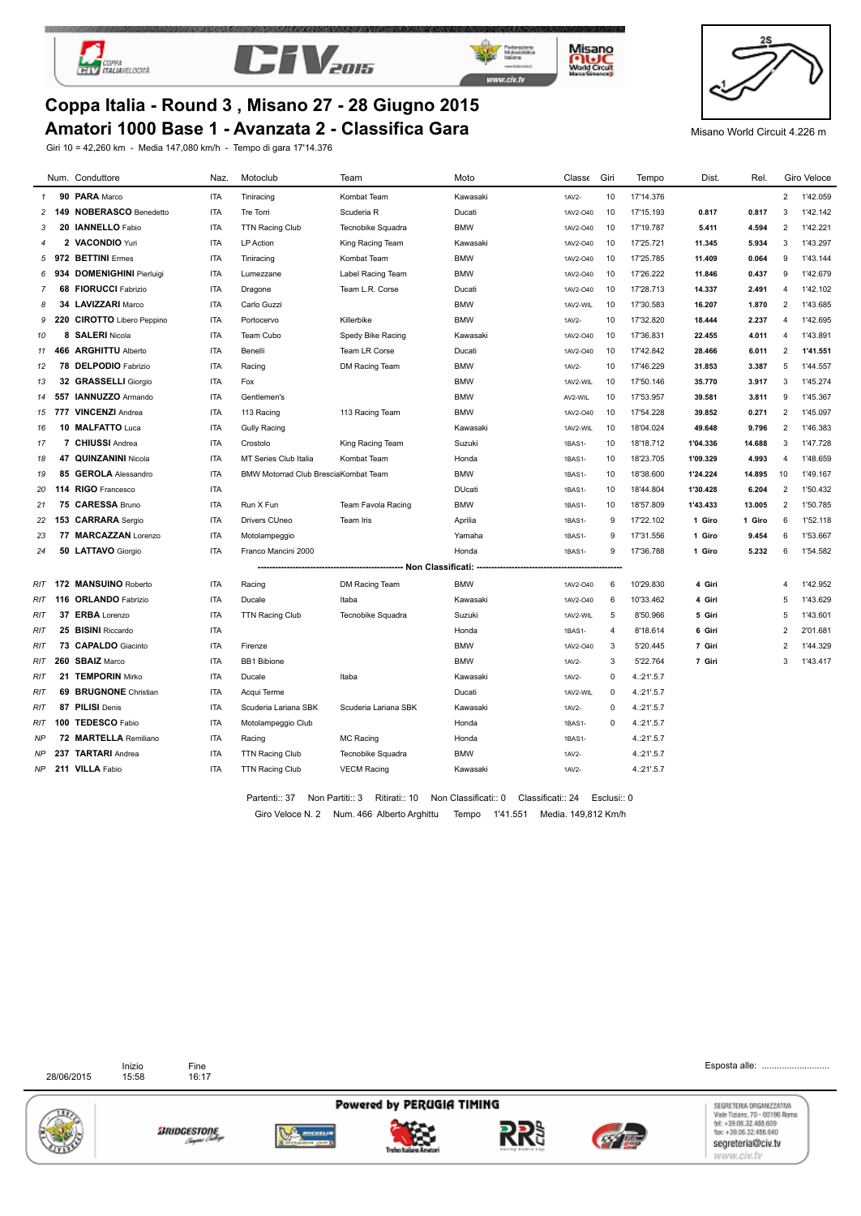# Coppa Italia - Round 3 , Misano 27 - 28 Giugno 2015

## Amatori 1000 Base 1 - Avanzata 2 - Classifica Gara

Misano World Circuit 4.226 m

Giri 10 = 42,260 km - Media 147,080 km/h - Tempo di gara 17'14.376

| | Num. | Conduttore | Naz. | Motoclub | Team | Moto | Classe | Giri | Tempo | Dist. | Rel. | Giro | Veloce |
|---|---|---|---|---|---|---|---|---|---|---|---|---|---|
| 1 | 90 | **PARA** Marco | ITA | Tiniracing | Kombat Team | Kawasaki | 1AV2- | 10 | 17'14.376 | | | 2 | 1'42.059 |
| 2 | 149 | **NOBERASCO** Benedetto | ITA | Tre Torri | Scuderia R | Ducati | 1AV2-O40 | 10 | 17'15.193 | 0.817 | 0.817 | 3 | 1'42.142 |
| 3 | 20 | **IANNELLO** Fabio | ITA | TTN Racing Club | Tecnobike Squadra | BMW | 1AV2-O40 | 10 | 17'19.787 | 5.411 | 4.594 | 2 | 1'42.221 |
| 4 | 2 | **VACONDIO** Yuri | ITA | LP Action | King Racing Team | Kawasaki | 1AV2-O40 | 10 | 17'25.721 | 11.345 | 5.934 | 3 | 1'43.297 |
| 5 | 972 | **BETTINI** Ermes | ITA | Tiniracing | Kombat Team | BMW | 1AV2-O40 | 10 | 17'25.785 | 11.409 | 0.064 | 9 | 1'43.144 |
| 6 | 934 | **DOMENIGHINI** Pierluigi | ITA | Lumezzane | Label Racing Team | BMW | 1AV2-O40 | 10 | 17'26.222 | 11.846 | 0.437 | 9 | 1'42.679 |
| 7 | 68 | **FIORUCCI** Fabrizio | ITA | Dragone | Team L.R. Corse | Ducati | 1AV2-O40 | 10 | 17'28.713 | 14.337 | 2.491 | 4 | 1'42.102 |
| 8 | 34 | **LAVIZZARI** Marco | ITA | Carlo Guzzi | | BMW | 1AV2-WIL | 10 | 17'30.583 | 16.207 | 1.870 | 2 | 1'43.685 |
| 9 | 220 | **CIROTTO** Libero Peppino | ITA | Portocervo | Killerbike | BMW | 1AV2- | 10 | 17'32.820 | 18.444 | 2.237 | 4 | 1'42.695 |
| 10 | 8 | **SALERI** Nicola | ITA | Team Cubo | Spedy Bike Racing | Kawasaki | 1AV2-O40 | 10 | 17'36.831 | 22.455 | 4.011 | 4 | 1'43.891 |
| 11 | 466 | **ARGHITTU** Alberto | ITA | Benelli | Team LR Corse | Ducati | 1AV2-O40 | 10 | 17'42.842 | 28.466 | 6.011 | 2 | **1'41.551** |
| 12 | 78 | **DELPODIO** Fabrizio | ITA | Racing | DM Racing Team | BMW | 1AV2- | 10 | 17'46.229 | 31.853 | 3.387 | 5 | 1'44.557 |
| 13 | 32 | **GRASSELLI** Giorgio | ITA | Fox | | BMW | 1AV2-WIL | 10 | 17'50.146 | 35.770 | 3.917 | 3 | 1'45.274 |
| 14 | 557 | **IANNUZZO** Armando | ITA | Gentlemen's | | BMW | AV2-WIL | 10 | 17'53.957 | 39.581 | 3.811 | 9 | 1'45.367 |
| 15 | 777 | **VINCENZI** Andrea | ITA | 113 Racing | 113 Racing Team | BMW | 1AV2-O40 | 10 | 17'54.228 | 39.852 | 0.271 | 2 | 1'45.097 |
| 16 | 10 | **MALFATTO** Luca | ITA | Gully Racing | | Kawasaki | 1AV2-WIL | 10 | 18'04.024 | 49.648 | 9.796 | 2 | 1'46.383 |
| 17 | 7 | **CHIUSSI** Andrea | ITA | Crostolo | King Racing Team | Suzuki | 1BAS1- | 10 | 18'18.712 | 1'04.336 | 14.688 | 3 | 1'47.728 |
| 18 | 47 | **QUINZANINI** Nicola | ITA | MT Series Club Italia | Kombat Team | Honda | 1BAS1- | 10 | 18'23.705 | 1'09.329 | 4.993 | 4 | 1'48.659 |
| 19 | 85 | **GEROLA** Alessandro | ITA | BMW Motorrad Club Brescia | Kombat Team | BMW | 1BAS1- | 10 | 18'38.600 | 1'24.224 | 14.895 | 10 | 1'49.167 |
| 20 | 114 | **RIGO** Francesco | ITA | | | DUcati | 1BAS1- | 10 | 18'44.804 | 1'30.428 | 6.204 | 2 | 1'50.432 |
| 21 | 75 | **CARESSA** Bruno | ITA | Run X Fun | Team Favola Racing | BMW | 1BAS1- | 10 | 18'57.809 | 1'43.433 | 13.005 | 2 | 1'50.785 |
| 22 | 153 | **CARRARA** Sergio | ITA | Drivers CUneo | Team Iris | Aprilia | 1BAS1- | 9 | 17'22.102 | 1 Giro | 1 Giro | 6 | 1'52.118 |
| 23 | 77 | **MARCAZZAN** Lorenzo | ITA | Motolampeggio | | Yamaha | 1BAS1- | 9 | 17'31.556 | 1 Giro | 9.454 | 6 | 1'53.667 |
| 24 | 50 | **LATTAVO** Giorgio | ITA | Franco Mancini 2000 | | Honda | 1BAS1- | 9 | 17'36.788 | 1 Giro | 5.232 | 6 | 1'54.582 |
| | | **Non Classificati:** | | | | | | | | | | | |
| RIT | 172 | **MANSUINO** Roberto | ITA | Racing | DM Racing Team | BMW | 1AV2-O40 | 6 | 10'29.830 | 4 Giri | | 4 | 1'42.952 |
| RIT | 116 | **ORLANDO** Fabrizio | ITA | Ducale | Itaba | Kawasaki | 1AV2-O40 | 6 | 10'33.462 | 4 Giri | | 5 | 1'43.629 |
| RIT | 37 | **ERBA** Lorenzo | ITA | TTN Racing Club | Tecnobike Squadra | Suzuki | 1AV2-WIL | 5 | 8'50.966 | 5 Giri | | 5 | 1'43.601 |
| RIT | 25 | **BISINI** Riccardo | ITA | | | Honda | 1BAS1- | 4 | 8'18.614 | 6 Giri | | 2 | 2'01.681 |
| RIT | 73 | **CAPALDO** Giacinto | ITA | Firenze | | BMW | 1AV2-O40 | 3 | 5'20.445 | 7 Giri | | 2 | 1'44.329 |
| RIT | 260 | **SBAIZ** Marco | ITA | BB1 Bibione | | BMW | 1AV2- | 3 | 5'22.764 | 7 Giri | | 3 | 1'43.417 |
| RIT | 21 | **TEMPORIN** Mirko | ITA | Ducale | Itaba | Kawasaki | 1AV2- | 0 | 4.:21'.5.7 | | | | |
| RIT | 69 | **BRUGNONE** Christian | ITA | Acqui Terme | | Ducati | 1AV2-WIL | 0 | 4.:21'.5.7 | | | | |
| RIT | 87 | **PILISI** Denis | ITA | Scuderia Lariana SBK | Scuderia Lariana SBK | Kawasaki | 1AV2- | 0 | 4.:21'.5.7 | | | | |
| RIT | 100 | **TEDESCO** Fabio | ITA | Motolampeggio Club | | Honda | 1BAS1- | 0 | 4.:21'.5.7 | | | | |
| NP | 72 | **MARTELLA** Remiliano | ITA | Racing | MC Racing | Honda | 1BAS1- | | 4.:21'.5.7 | | | | |
| NP | 237 | **TARTARI** Andrea | ITA | TTN Racing Club | Tecnobike Squadra | BMW | 1AV2- | | 4.:21'.5.7 | | | | |
| NP | 211 | **VILLA** Fabio | ITA | TTN Racing Club | VECM Racing | Kawasaki | 1AV2- | | 4.:21'.5.7 | | | | |

Partenti:: 37 Non Partiti:: 3 Ritirati:: 10 Non Classificati:: 0 Classificati:: 24 Esclusi:: 0

Giro Veloce N. 2 Num. 466 Alberto Arghittu Tempo 1'41.551 Media. 149,812 Km/h

28/06/2015 Inizio 15:58 Fine 16:17

Esposta alle: ..........................

Powered by PERUGIA TIMING

SEGRETERIA ORGANIZZATIVA
Viale Tiziano, 70 - 00196 Roma
tel: +39.06.32.488.609
fax: +39.06.32.488.640
segreteria@civ.tv
www.civ.tv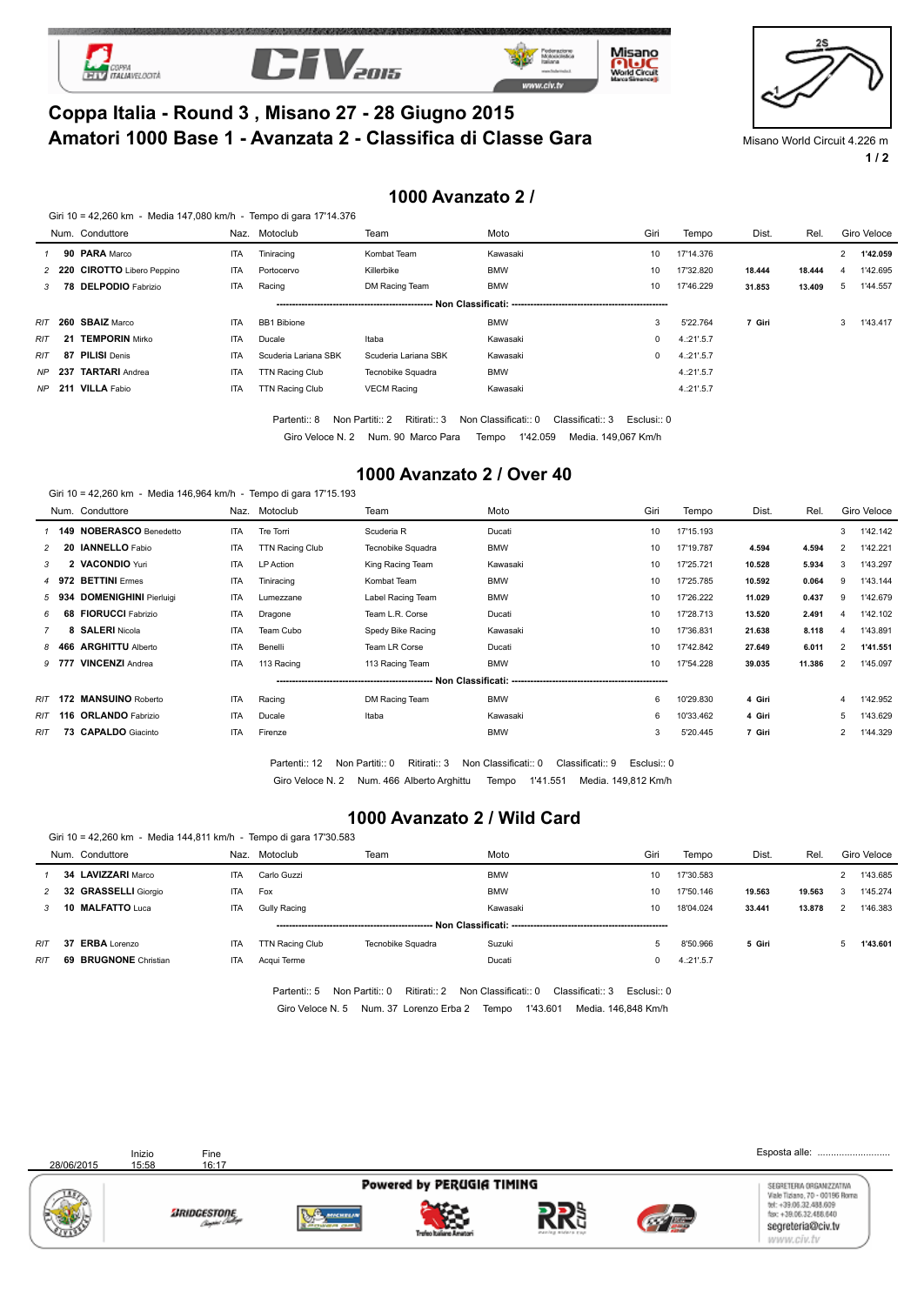# Coppa Italia - Round 3 , Misano 27 - 28 Giugno 2015

## Amatori 1000 Base 1 - Avanzata 2 - Classifica di Classe Gara

Misano World Circuit 4.226 m

### 1000 Avanzato 2 /

Giri 10 = 42,260 km - Media 147,080 km/h - Tempo di gara 17'14.376

| | Num. | Conduttore | Naz. | Motoclub | Team | Moto | Giri | Tempo | Dist. | Rel. | Giro | Veloce |
|---|---|---|---|---|---|---|---|---|---|---|---|---|
| 1 | 90 | **PARA** Marco | ITA | Tiniracing | Kombat Team | Kawasaki | 10 | 17'14.376 | | | 2 | **1'42.059** |
| 2 | 220 | **CIROTTO** Libero Peppino | ITA | Portocervo | Killerbike | BMW | 10 | 17'32.820 | 18.444 | 18.444 | 4 | 1'42.695 |
| 3 | 78 | **DELPODIO** Fabrizio | ITA | Racing | DM Racing Team | BMW | 10 | 17'46.229 | 31.853 | 13.409 | 5 | 1'44.557 |
| | | | | | Non Classificati: | | | | | | | |
| RIT | 260 | **SBAIZ** Marco | ITA | BB1 Bibione | | BMW | 3 | 5'22.764 | 7 Giri | | 3 | 1'43.417 |
| RIT | 21 | **TEMPORIN** Mirko | ITA | Ducale | Itaba | Kawasaki | 0 | 4.:21'.5.7 | | | | |
| RIT | 87 | **PILISI** Denis | ITA | Scuderia Lariana SBK | Scuderia Lariana SBK | Kawasaki | 0 | 4.:21'.5.7 | | | | |
| NP | 237 | **TARTARI** Andrea | ITA | TTN Racing Club | Tecnobike Squadra | BMW | | 4.:21'.5.7 | | | | |
| NP | 211 | **VILLA** Fabio | ITA | TTN Racing Club | VECM Racing | Kawasaki | | 4.:21'.5.7 | | | | |

Partenti:: 8 Non Partiti:: 2 Ritirati:: 3 Non Classificati:: 0 Classificati:: 3 Esclusi:: 0

Giro Veloce N. 2 Num. 90 Marco Para Tempo 1'42.059 Media. 149,067 Km/h

### 1000 Avanzato 2 / Over 40

Giri 10 = 42,260 km - Media 146,964 km/h - Tempo di gara 17'15.193

| | Num. | Conduttore | Naz. | Motoclub | Team | Moto | Giri | Tempo | Dist. | Rel. | Giro | Veloce |
|---|---|---|---|---|---|---|---|---|---|---|---|---|
| 1 | 149 | **NOBERASCO** Benedetto | ITA | Tre Torri | Scuderia R | Ducati | 10 | 17'15.193 | | | 3 | 1'42.142 |
| 2 | 20 | **IANNELLO** Fabio | ITA | TTN Racing Club | Tecnobike Squadra | BMW | 10 | 17'19.787 | 4.594 | 4.594 | 2 | 1'42.221 |
| 3 | 2 | **VACONDIO** Yuri | ITA | LP Action | King Racing Team | Kawasaki | 10 | 17'25.721 | 10.528 | 5.934 | 3 | 1'43.297 |
| 4 | 972 | **BETTINI** Ermes | ITA | Tiniracing | Kombat Team | BMW | 10 | 17'25.785 | 10.592 | 0.064 | 9 | 1'43.144 |
| 5 | 934 | **DOMENIGHINI** Pierluigi | ITA | Lumezzane | Label Racing Team | BMW | 10 | 17'26.222 | 11.029 | 0.437 | 9 | 1'42.679 |
| 6 | 68 | **FIORUCCI** Fabrizio | ITA | Dragone | Team L.R. Corse | Ducati | 10 | 17'28.713 | 13.520 | 2.491 | 4 | 1'42.102 |
| 7 | 8 | **SALERI** Nicola | ITA | Team Cubo | Spedy Bike Racing | Kawasaki | 10 | 17'36.831 | 21.638 | 8.118 | 4 | 1'43.891 |
| 8 | 466 | **ARGHITTU** Alberto | ITA | Benelli | Team LR Corse | Ducati | 10 | 17'42.842 | 27.649 | 6.011 | 2 | **1'41.551** |
| 9 | 777 | **VINCENZI** Andrea | ITA | 113 Racing | 113 Racing Team | BMW | 10 | 17'54.228 | 39.035 | 11.386 | 2 | 1'45.097 |
| | | | | | Non Classificati: | | | | | | | |
| RIT | 172 | **MANSUINO** Roberto | ITA | Racing | DM Racing Team | BMW | 6 | 10'29.830 | 4 Giri | | 4 | 1'42.952 |
| RIT | 116 | **ORLANDO** Fabrizio | ITA | Ducale | Itaba | Kawasaki | 6 | 10'33.462 | 4 Giri | | 5 | 1'43.629 |
| RIT | 73 | **CAPALDO** Giacinto | ITA | Firenze | | BMW | 3 | 5'20.445 | 7 Giri | | 2 | 1'44.329 |

Partenti:: 12 Non Partiti:: 0 Ritirati:: 3 Non Classificati:: 0 Classificati:: 9 Esclusi:: 0

Giro Veloce N. 2 Num. 466 Alberto Arghittu Tempo 1'41.551 Media. 149,812 Km/h

### 1000 Avanzato 2 / Wild Card

Giri 10 = 42,260 km - Media 144,811 km/h - Tempo di gara 17'30.583

| | Num. | Conduttore | Naz. | Motoclub | Team | Moto | Giri | Tempo | Dist. | Rel. | Giro | Veloce |
|---|---|---|---|---|---|---|---|---|---|---|---|---|
| 1 | 34 | **LAVIZZARI** Marco | ITA | Carlo Guzzi | | BMW | 10 | 17'30.583 | | | 2 | 1'43.685 |
| 2 | 32 | **GRASSELLI** Giorgio | ITA | Fox | | BMW | 10 | 17'50.146 | 19.563 | 19.563 | 3 | 1'45.274 |
| 3 | 10 | **MALFATTO** Luca | ITA | Gully Racing | | Kawasaki | 10 | 18'04.024 | 33.441 | 13.878 | 2 | 1'46.383 |
| | | | | | Non Classificati: | | | | | | | |
| RIT | 37 | **ERBA** Lorenzo | ITA | TTN Racing Club | Tecnobike Squadra | Suzuki | 5 | 8'50.966 | 5 Giri | | 5 | **1'43.601** |
| RIT | 69 | **BRUGNONE** Christian | ITA | Acqui Terme | | Ducati | 0 | 4.:21'.5.7 | | | | |

Partenti:: 5 Non Partiti:: 0 Ritirati:: 2 Non Classificati:: 0 Classificati:: 3 Esclusi:: 0

Giro Veloce N. 5 Num. 37 Lorenzo Erba 2 Tempo 1'43.601 Media. 146,848 Km/h

| | Inizio | Fine |
|---|---|---|
| 28/06/2015 | 15:58 | 16:17 |

Esposta alle: ...........................

Powered by PERUGIA TIMING

SEGRETERIA ORGANIZZATIVA
Viale Tiziano, 70 - 00196 Roma
tel: +39.06.32.488.609
fax: +39.06.32.488.640
segreteria@civ.tv
www.civ.tv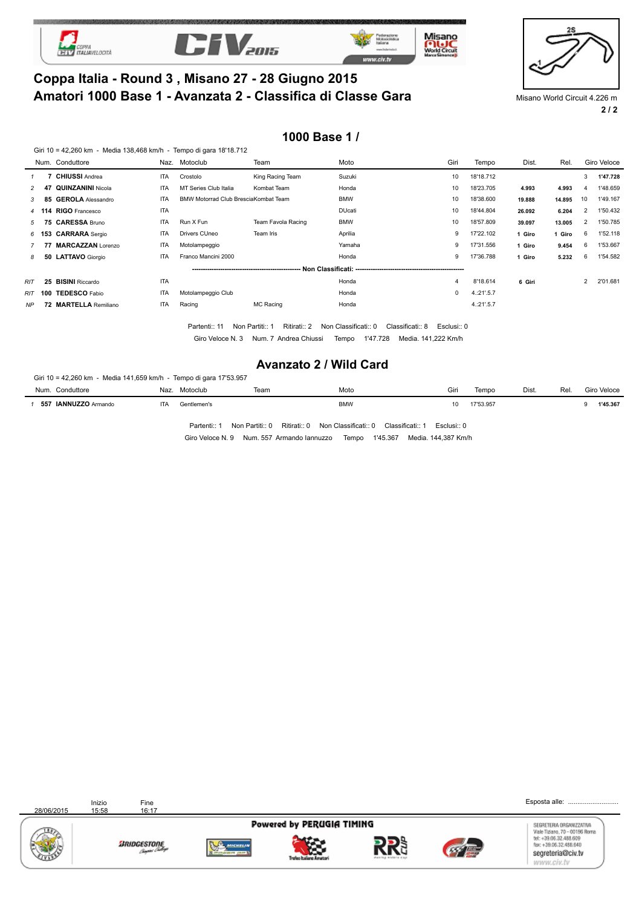# Coppa Italia - Round 3 , Misano 27 - 28 Giugno 2015

## Amatori 1000 Base 1 - Avanzata 2 - Classifica di Classe Gara

Misano World Circuit 4.226 m

## 1000 Base 1 /

Giri 10 = 42,260 km - Media 138,468 km/h - Tempo di gara 18'18.712

| | Num. | Conduttore | Naz. | Motoclub | Team | Moto | Giri | Tempo | Dist. | Rel. | | Giro Veloce |
|---|---|---|---|---|---|---|---|---|---|---|---|---|
| 1 | 7 | **CHIUSSI** Andrea | ITA | Crostolo | King Racing Team | Suzuki | 10 | 18'18.712 | | | 3 | **1'47.728** |
| 2 | 47 | **QUINZANINI** Nicola | ITA | MT Series Club Italia | Kombat Team | Honda | 10 | 18'23.705 | **4.993** | **4.993** | 4 | 1'48.659 |
| 3 | 85 | **GEROLA** Alessandro | ITA | BMW Motorrad Club Brescia | Kombat Team | BMW | 10 | 18'38.600 | **19.888** | **14.895** | 10 | 1'49.167 |
| 4 | 114 | **RIGO** Francesco | ITA | | | DUcati | 10 | 18'44.804 | **26.092** | **6.204** | 2 | 1'50.432 |
| 5 | 75 | **CARESSA** Bruno | ITA | Run X Fun | Team Favola Racing | BMW | 10 | 18'57.809 | **39.097** | **13.005** | 2 | 1'50.785 |
| 6 | 153 | **CARRARA** Sergio | ITA | Drivers CUneo | Team Iris | Aprilia | 9 | 17'22.102 | **1 Giro** | **1 Giro** | 6 | 1'52.118 |
| 7 | 77 | **MARCAZZAN** Lorenzo | ITA | Motolampeggio | | Yamaha | 9 | 17'31.556 | **1 Giro** | **9.454** | 6 | 1'53.667 |
| 8 | 50 | **LATTAVO** Giorgio | ITA | Franco Mancini 2000 | | Honda | 9 | 17'36.788 | **1 Giro** | **5.232** | 6 | 1'54.582 |
| | | **Non Classificati:** | | | | | | | | | | |
| RIT | 25 | **BISINI** Riccardo | ITA | | | Honda | 4 | 8'18.614 | **6 Giri** | | 2 | 2'01.681 |
| RIT | 100 | **TEDESCO** Fabio | ITA | Motolampeggio Club | | Honda | 0 | 4.:21'.5.7 | | | | |
| NP | 72 | **MARTELLA** Remiliano | ITA | Racing | MC Racing | Honda | | 4.:21'.5.7 | | | | |

Partenti:: 11 Non Partiti:: 1 Ritirati:: 2 Non Classificati:: 0 Classificati:: 8 Esclusi:: 0

Giro Veloce N. 3 Num. 7 Andrea Chiussi Tempo 1'47.728 Media. 141,222 Km/h

## Avanzato 2 / Wild Card

Giri 10 = 42,260 km - Media 141,659 km/h - Tempo di gara 17'53.957

| | Num. | Conduttore | Naz. | Motoclub | Team | Moto | Giri | Tempo | Dist. | Rel. | | Giro Veloce |
|---|---|---|---|---|---|---|---|---|---|---|---|---|
| 1 | 557 | **IANNUZZO** Armando | ITA | Gentlemen's | | BMW | 10 | 17'53.957 | | | 9 | **1'45.367** |

Partenti:: 1 Non Partiti:: 0 Ritirati:: 0 Non Classificati:: 0 Classificati:: 1 Esclusi:: 0

Giro Veloce N. 9 Num. 557 Armando Iannuzzo Tempo 1'45.367 Media. 144,387 Km/h

28/06/2015 Inizio 15:58 Fine 16:17

Esposta alle: ..........................

Powered by PERUGIA TIMING

SEGRETERIA ORGANIZZATIVA
Viale Tiziano, 70 - 00196 Roma
tel: +39.06.32.488.609
fax: +39.06.32.488.640
segreteria@civ.tv
www.civ.tv